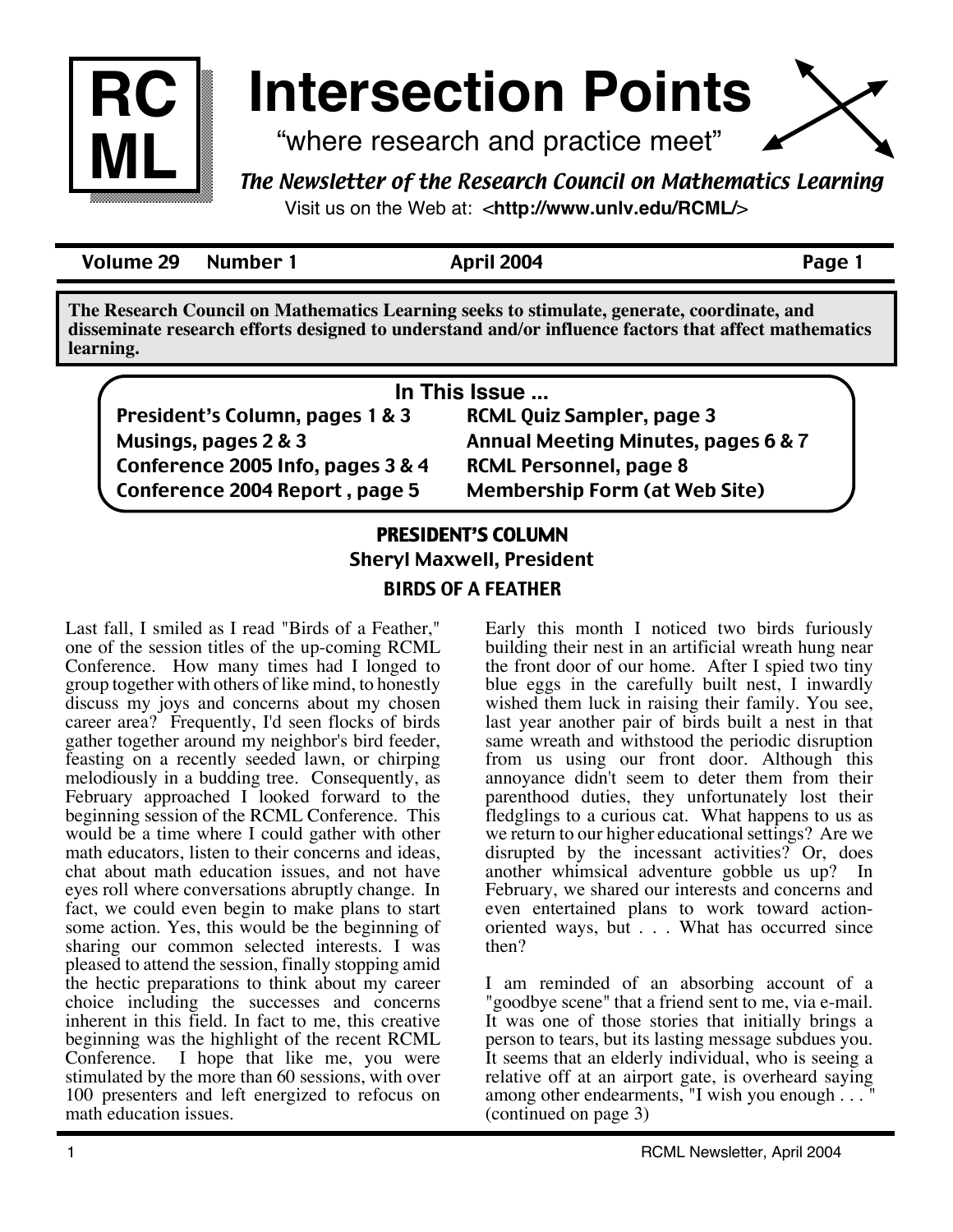RC ML

# Intersection Points

"where research and practice meet"

*The Newsletter of the Research Council on Mathematics Learning*

Visit us on the Web at: <**http://www.unlv.edu/RCML/**>

**Volume 29 Number 1 April 2004**

**The Research Council on Mathematics Learning seeks to stimulate, generate, coordinate, and disseminate research efforts designed to understand and/or influence factors that affect mathematics learning.**

### In This Issue ...

- President's Column, pages 1 & 3
- Musings, pages 2 & 3
- Conference 2005 Info, pages 3 & 4
- Conference 2004 Report , page 5
- RCML Quiz Sampler, page 3
- Annual Meeting Minutes, pages 6 & 7
- RCML Personnel, page 8
- Membership Form (at Web Site)

## PRESIDENT'S COLUMN

**Sheryl Maxwell, President**

### BIRDS OF A FEATHER

Last fall, I smiled as I read "Birds of a Feather," one of the session titles of the up-coming RCML Conference. How many times had I longed to group together with others of like mind, to honestly discuss my joys and concerns about my chosen career area? Frequently, I'd seen flocks of birds gather together around my neighbor's bird feeder, feasting on a recently seeded lawn, or chirping melodiously in a budding tree. Consequently, as February approached I looked forward to the beginning session of the RCML Conference. This would be a time where I could gather with other math educators, listen to their concerns and ideas, chat about math education issues, and not have eyes roll where conversations abruptly change. In fact, we could even begin to make plans to start some action. Yes, this would be the beginning of sharing our common selected interests. I was pleased to attend the session, finally stopping amid the hectic preparations to think about my career choice including the successes and concerns inherent in this field. In fact to me, this creative beginning was the highlight of the recent RCML Conference. I hope that like me, you were stimulated by the more than 60 sessions, with over 100 presenters and left energized to refocus on math education issues.

Early this month I noticed two birds furiously building their nest in an artificial wreath hung near the front door of our home. After I spied two tiny blue eggs in the carefully built nest, I inwardly wished them luck in raising their family. You see, last year another pair of birds built a nest in that same wreath and withstood the periodic disruption from us using our front door. Although this annoyance didn't seem to deter them from their parenthood duties, they unfortunately lost their fledglings to a curious cat. What happens to us as we return to our higher educational settings? Are we disrupted by the incessant activities? Or, does another whimsical adventure gobble us up? In February, we shared our interests and concerns and even entertained plans to work toward action-oriented ways, but . . . What has occurred since then?

I am reminded of an absorbing account of a "goodbye scene" that a friend sent to me, via e-mail. It was one of those stories that initially brings a person to tears, but its lasting message subdues you. It seems that an elderly individual, who is seeing a relative off at an airport gate, is overheard saying among other endearments, "I wish you enough . . . " (continued on page 3)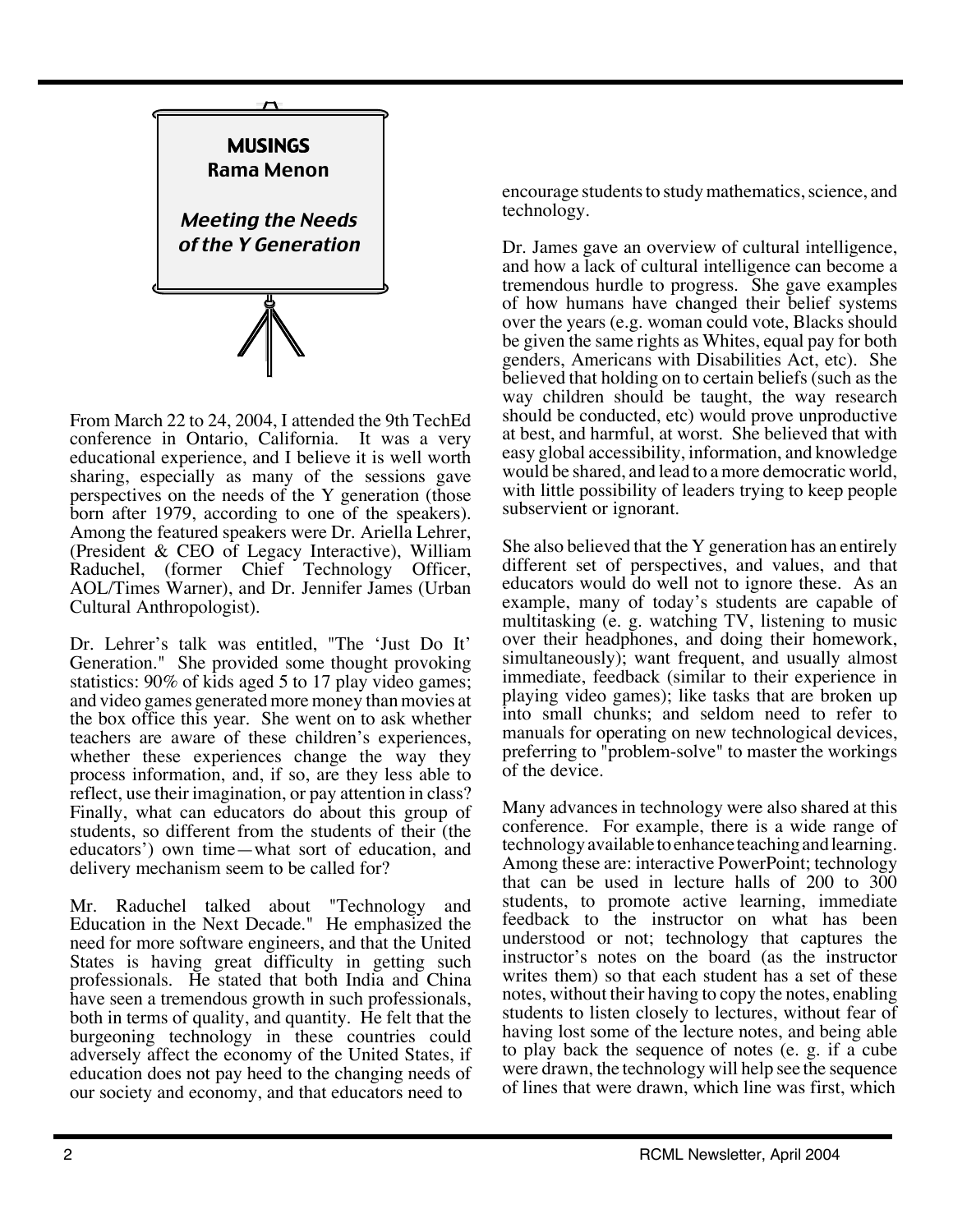## MUSINGS

### Rama Menon

### *Meeting the Needs of the Y Generation*

From March 22 to 24, 2004, I attended the 9th TechEd conference in Ontario, California. It was a very educational experience, and I believe it is well worth sharing, especially as many of the sessions gave perspectives on the needs of the Y generation (those born after 1979, according to one of the speakers). Among the featured speakers were Dr. Ariella Lehrer, (President & CEO of Legacy Interactive), William Raduchel, (former Chief Technology Officer, AOL/Times Warner), and Dr. Jennifer James (Urban Cultural Anthropologist).

Dr. Lehrer's talk was entitled, "The 'Just Do It' Generation." She provided some thought provoking statistics: 90% of kids aged 5 to 17 play video games; and video games generated more money than movies at the box office this year. She went on to ask whether teachers are aware of these children's experiences, whether these experiences change the way they process information, and, if so, are they less able to reflect, use their imagination, or pay attention in class? Finally, what can educators do about this group of students, so different from the students of their (the educators') own time—what sort of education, and delivery mechanism seem to be called for?

Mr. Raduchel talked about "Technology and Education in the Next Decade." He emphasized the need for more software engineers, and that the United States is having great difficulty in getting such professionals. He stated that both India and China have seen a tremendous growth in such professionals, both in terms of quality, and quantity. He felt that the burgeoning technology in these countries could adversely affect the economy of the United States, if education does not pay heed to the changing needs of our society and economy, and that educators need to encourage students to study mathematics, science, and technology.

Dr. James gave an overview of cultural intelligence, and how a lack of cultural intelligence can become a tremendous hurdle to progress. She gave examples of how humans have changed their belief systems over the years (e.g. woman could vote, Blacks should be given the same rights as Whites, equal pay for both genders, Americans with Disabilities Act, etc). She believed that holding on to certain beliefs (such as the way children should be taught, the way research should be conducted, etc) would prove unproductive at best, and harmful, at worst. She believed that with easy global accessibility, information, and knowledge would be shared, and lead to a more democratic world, with little possibility of leaders trying to keep people subservient or ignorant.

She also believed that the Y generation has an entirely different set of perspectives, and values, and that educators would do well not to ignore these. As an example, many of today's students are capable of multitasking (e. g. watching TV, listening to music over their headphones, and doing their homework, simultaneously); want frequent, and usually almost immediate, feedback (similar to their experience in playing video games); like tasks that are broken up into small chunks; and seldom need to refer to manuals for operating on new technological devices, preferring to "problem-solve" to master the workings of the device.

Many advances in technology were also shared at this conference. For example, there is a wide range of technology available to enhance teaching and learning. Among these are: interactive PowerPoint; technology that can be used in lecture halls of 200 to 300 students, to promote active learning, immediate feedback to the instructor on what has been understood or not; technology that captures the instructor's notes on the board (as the instructor writes them) so that each student has a set of these notes, without their having to copy the notes, enabling students to listen closely to lectures, without fear of having lost some of the lecture notes, and being able to play back the sequence of notes (e. g. if a cube were drawn, the technology will help see the sequence of lines that were drawn, which line was first, which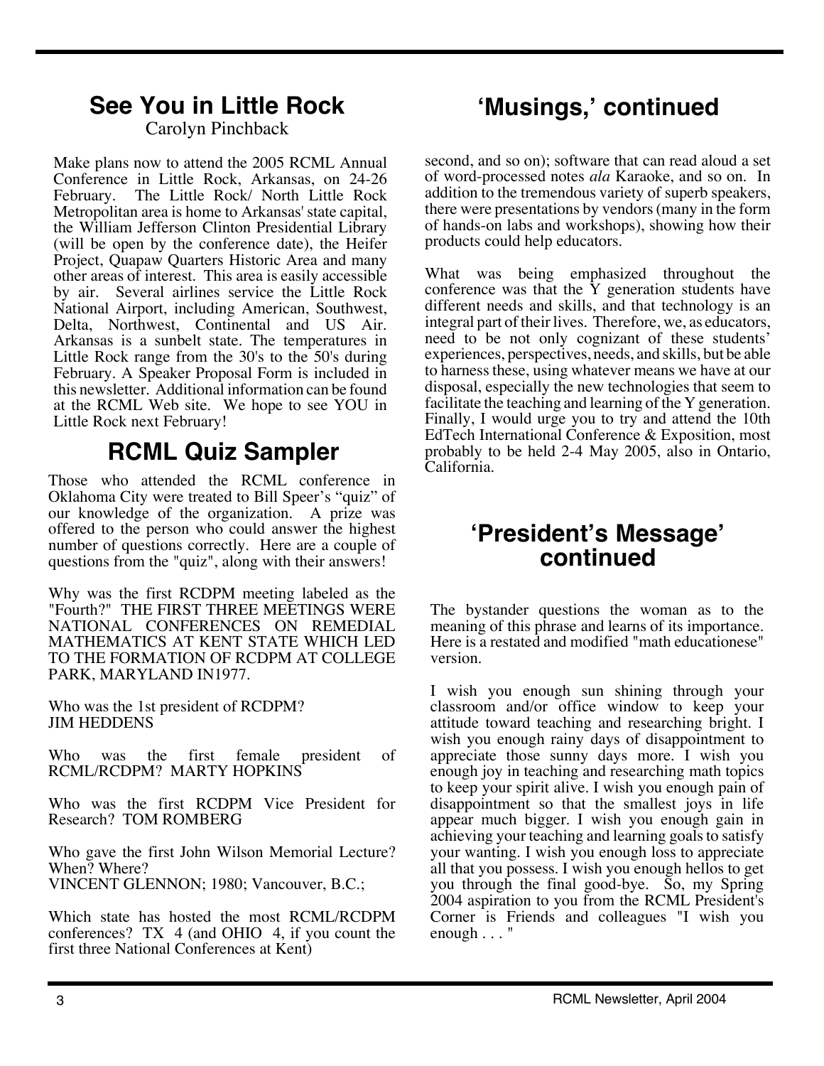## See You in Little Rock

Carolyn Pinchback

Make plans now to attend the 2005 RCML Annual Conference in Little Rock, Arkansas, on 24-26 February. The Little Rock/ North Little Rock Metropolitan area is home to Arkansas' state capital, the William Jefferson Clinton Presidential Library (will be open by the conference date), the Heifer Project, Quapaw Quarters Historic Area and many other areas of interest. This area is easily accessible by air. Several airlines service the Little Rock National Airport, including American, Southwest, Delta, Northwest, Continental and US Air. Arkansas is a sunbelt state. The temperatures in Little Rock range from the 30's to the 50's during February. A Speaker Proposal Form is included in this newsletter. Additional information can be found at the RCML Web site. We hope to see YOU in Little Rock next February!

## RCML Quiz Sampler

Those who attended the RCML conference in Oklahoma City were treated to Bill Speer's "quiz" of our knowledge of the organization. A prize was offered to the person who could answer the highest number of questions correctly. Here are a couple of questions from the "quiz", along with their answers!

Why was the first RCDPM meeting labeled as the "Fourth?" THE FIRST THREE MEETINGS WERE NATIONAL CONFERENCES ON REMEDIAL MATHEMATICS AT KENT STATE WHICH LED TO THE FORMATION OF RCDPM AT COLLEGE PARK, MARYLAND IN1977.

Who was the 1st president of RCDPM?
JIM HEDDENS

Who was the first female president of RCML/RCDPM? MARTY HOPKINS

Who was the first RCDPM Vice President for Research? TOM ROMBERG

Who gave the first John Wilson Memorial Lecture? When? Where?
VINCENT GLENNON; 1980; Vancouver, B.C.;

Which state has hosted the most RCML/RCDPM conferences? TX 4 (and OHIO 4, if you count the first three National Conferences at Kent)

## 'Musings,' continued

second, and so on); software that can read aloud a set of word-processed notes *ala* Karaoke, and so on. In addition to the tremendous variety of superb speakers, there were presentations by vendors (many in the form of hands-on labs and workshops), showing how their products could help educators.

What was being emphasized throughout the conference was that the Y generation students have different needs and skills, and that technology is an integral part of their lives. Therefore, we, as educators, need to be not only cognizant of these students' experiences, perspectives, needs, and skills, but be able to harness these, using whatever means we have at our disposal, especially the new technologies that seem to facilitate the teaching and learning of the Y generation. Finally, I would urge you to try and attend the 10th EdTech International Conference & Exposition, most probably to be held 2-4 May 2005, also in Ontario, California.

## 'President's Message' continued

The bystander questions the woman as to the meaning of this phrase and learns of its importance. Here is a restated and modified "math educationese" version.

I wish you enough sun shining through your classroom and/or office window to keep your attitude toward teaching and researching bright. I wish you enough rainy days of disappointment to appreciate those sunny days more. I wish you enough joy in teaching and researching math topics to keep your spirit alive. I wish you enough pain of disappointment so that the smallest joys in life appear much bigger. I wish you enough gain in achieving your teaching and learning goals to satisfy your wanting. I wish you enough loss to appreciate all that you possess. I wish you enough hellos to get you through the final good-bye. So, my Spring 2004 aspiration to you from the RCML President's Corner is Friends and colleagues "I wish you enough . . . "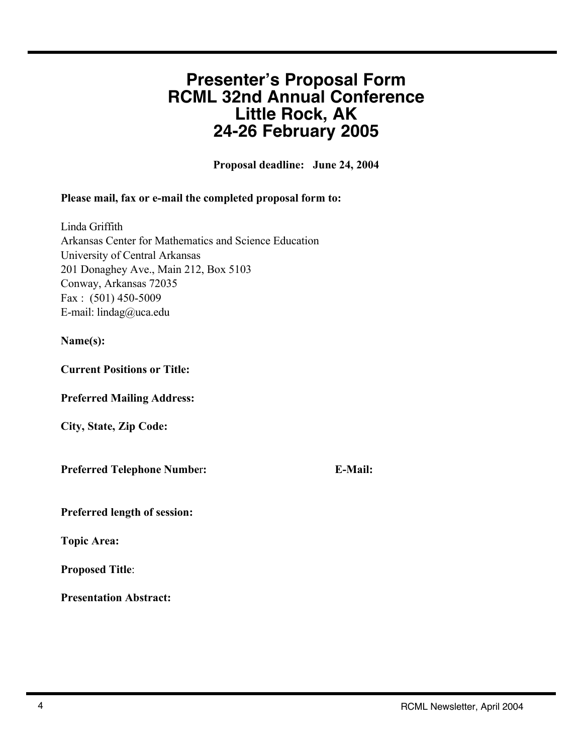# Presenter's Proposal Form
# RCML 32nd Annual Conference
# Little Rock, AK
# 24-26 February 2005

**Proposal deadline: June 24, 2004**

**Please mail, fax or e-mail the completed proposal form to:**

Linda Griffith
Arkansas Center for Mathematics and Science Education
University of Central Arkansas
201 Donaghey Ave., Main 212, Box 5103
Conway, Arkansas 72035
Fax : (501) 450-5009
E-mail: lindag@uca.edu

**Name(s):**

**Current Positions or Title:**

**Preferred Mailing Address:**

**City, State, Zip Code:**

**Preferred Telephone Number:** **E-Mail:**

**Preferred length of session:**

**Topic Area:**

**Proposed Title**:

**Presentation Abstract:**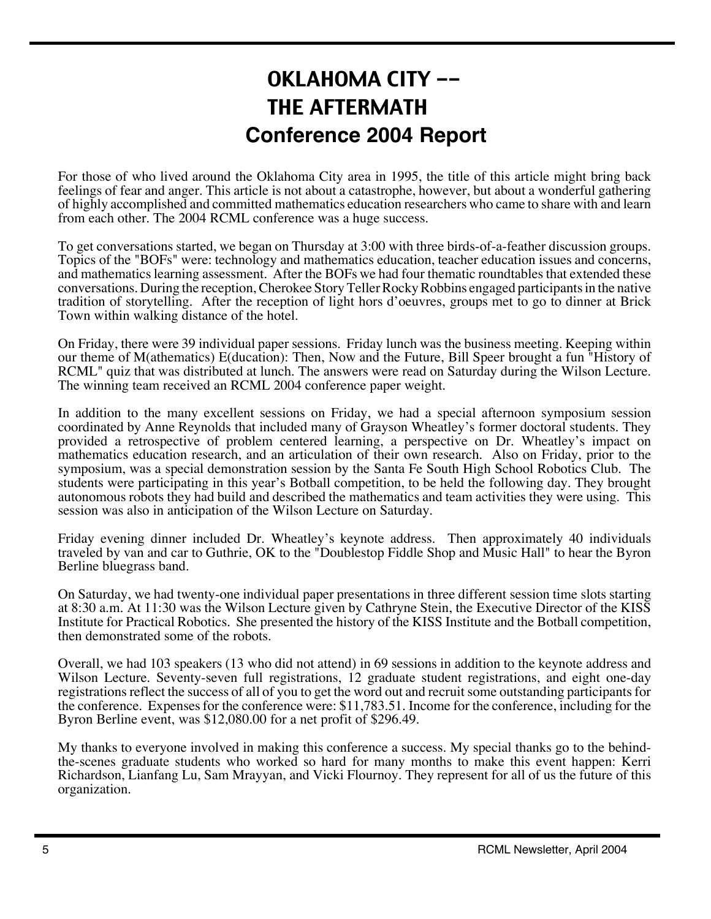# OKLAHOMA CITY -- THE AFTERMATH

## Conference 2004 Report

For those of who lived around the Oklahoma City area in 1995, the title of this article might bring back feelings of fear and anger. This article is not about a catastrophe, however, but about a wonderful gathering of highly accomplished and committed mathematics education researchers who came to share with and learn from each other. The 2004 RCML conference was a huge success.

To get conversations started, we began on Thursday at 3:00 with three birds-of-a-feather discussion groups. Topics of the "BOFs" were: technology and mathematics education, teacher education issues and concerns, and mathematics learning assessment. After the BOFs we had four thematic roundtables that extended these conversations. During the reception, Cherokee Story Teller Rocky Robbins engaged participants in the native tradition of storytelling. After the reception of light hors d'oeuvres, groups met to go to dinner at Brick Town within walking distance of the hotel.

On Friday, there were 39 individual paper sessions. Friday lunch was the business meeting. Keeping within our theme of M(athematics) E(ducation): Then, Now and the Future, Bill Speer brought a fun "History of RCML" quiz that was distributed at lunch. The answers were read on Saturday during the Wilson Lecture. The winning team received an RCML 2004 conference paper weight.

In addition to the many excellent sessions on Friday, we had a special afternoon symposium session coordinated by Anne Reynolds that included many of Grayson Wheatley's former doctoral students. They provided a retrospective of problem centered learning, a perspective on Dr. Wheatley's impact on mathematics education research, and an articulation of their own research. Also on Friday, prior to the symposium, was a special demonstration session by the Santa Fe South High School Robotics Club. The students were participating in this year's Botball competition, to be held the following day. They brought autonomous robots they had build and described the mathematics and team activities they were using. This session was also in anticipation of the Wilson Lecture on Saturday.

Friday evening dinner included Dr. Wheatley's keynote address. Then approximately 40 individuals traveled by van and car to Guthrie, OK to the "Doublestop Fiddle Shop and Music Hall" to hear the Byron Berline bluegrass band.

On Saturday, we had twenty-one individual paper presentations in three different session time slots starting at 8:30 a.m. At 11:30 was the Wilson Lecture given by Cathryne Stein, the Executive Director of the KISS Institute for Practical Robotics. She presented the history of the KISS Institute and the Botball competition, then demonstrated some of the robots.

Overall, we had 103 speakers (13 who did not attend) in 69 sessions in addition to the keynote address and Wilson Lecture. Seventy-seven full registrations, 12 graduate student registrations, and eight one-day registrations reflect the success of all of you to get the word out and recruit some outstanding participants for the conference. Expenses for the conference were: $11,783.51. Income for the conference, including for the Byron Berline event, was $12,080.00 for a net profit of $296.49.

My thanks to everyone involved in making this conference a success. My special thanks go to the behind-the-scenes graduate students who worked so hard for many months to make this event happen: Kerri Richardson, Lianfang Lu, Sam Mrayyan, and Vicki Flournoy. They represent for all of us the future of this organization.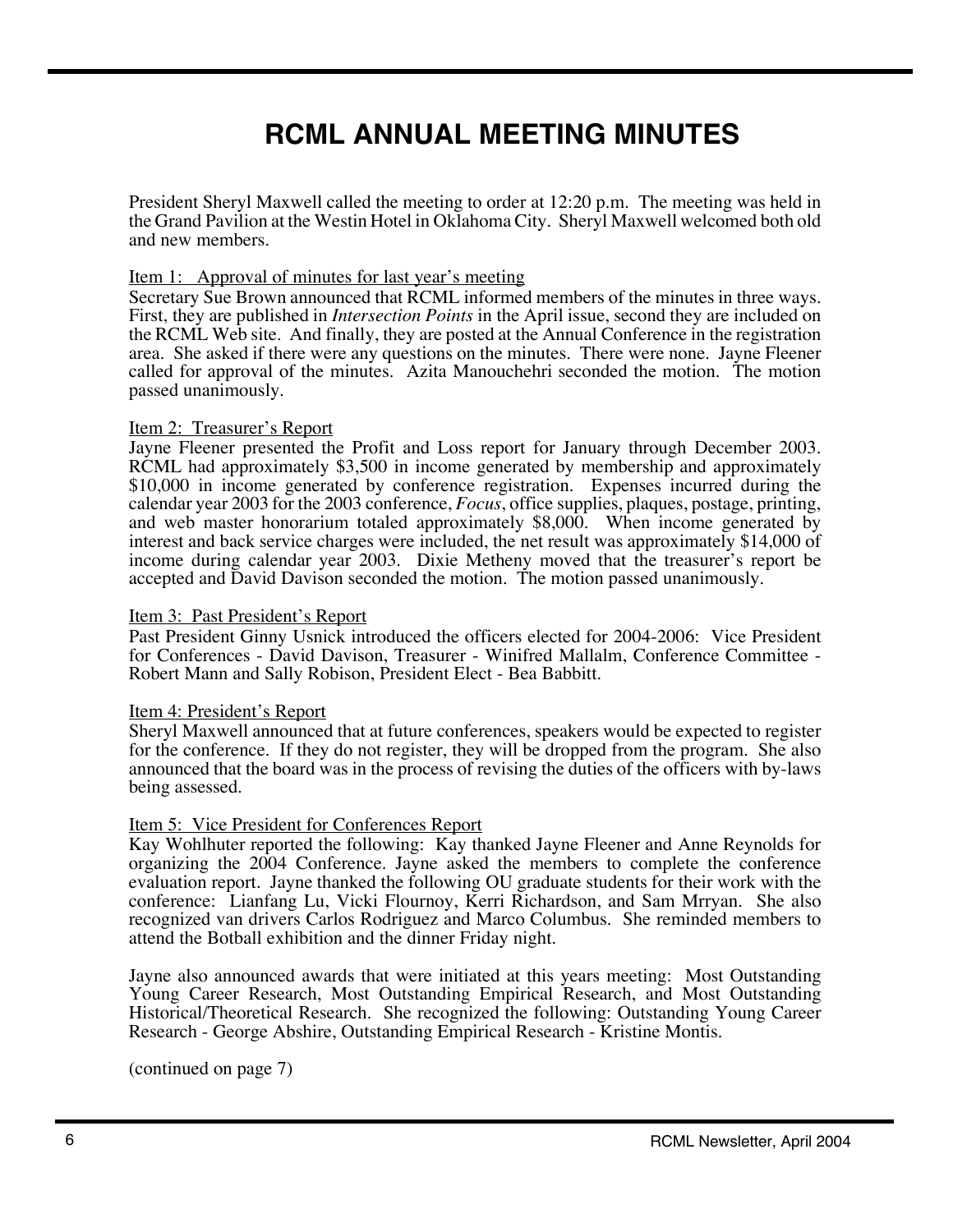# RCML ANNUAL MEETING MINUTES

President Sheryl Maxwell called the meeting to order at 12:20 p.m. The meeting was held in the Grand Pavilion at the Westin Hotel in Oklahoma City. Sheryl Maxwell welcomed both old and new members.

Item 1: Approval of minutes for last year's meeting
Secretary Sue Brown announced that RCML informed members of the minutes in three ways. First, they are published in *Intersection Points* in the April issue, second they are included on the RCML Web site. And finally, they are posted at the Annual Conference in the registration area. She asked if there were any questions on the minutes. There were none. Jayne Fleener called for approval of the minutes. Azita Manouchehri seconded the motion. The motion passed unanimously.

Item 2: Treasurer's Report
Jayne Fleener presented the Profit and Loss report for January through December 2003. RCML had approximately $3,500 in income generated by membership and approximately $10,000 in income generated by conference registration. Expenses incurred during the calendar year 2003 for the 2003 conference, *Focus*, office supplies, plaques, postage, printing, and web master honorarium totaled approximately $8,000. When income generated by interest and back service charges were included, the net result was approximately $14,000 of income during calendar year 2003. Dixie Metheny moved that the treasurer's report be accepted and David Davison seconded the motion. The motion passed unanimously.

Item 3: Past President's Report
Past President Ginny Usnick introduced the officers elected for 2004-2006: Vice President for Conferences - David Davison, Treasurer - Winifred Mallalm, Conference Committee - Robert Mann and Sally Robison, President Elect - Bea Babbitt.

Item 4: President's Report
Sheryl Maxwell announced that at future conferences, speakers would be expected to register for the conference. If they do not register, they will be dropped from the program. She also announced that the board was in the process of revising the duties of the officers with by-laws being assessed.

Item 5: Vice President for Conferences Report
Kay Wohlhuter reported the following: Kay thanked Jayne Fleener and Anne Reynolds for organizing the 2004 Conference. Jayne asked the members to complete the conference evaluation report. Jayne thanked the following OU graduate students for their work with the conference: Lianfang Lu, Vicki Flournoy, Kerri Richardson, and Sam Mrryan. She also recognized van drivers Carlos Rodriguez and Marco Columbus. She reminded members to attend the Botball exhibition and the dinner Friday night.

Jayne also announced awards that were initiated at this years meeting: Most Outstanding Young Career Research, Most Outstanding Empirical Research, and Most Outstanding Historical/Theoretical Research. She recognized the following: Outstanding Young Career Research - George Abshire, Outstanding Empirical Research - Kristine Montis.

(continued on page 7)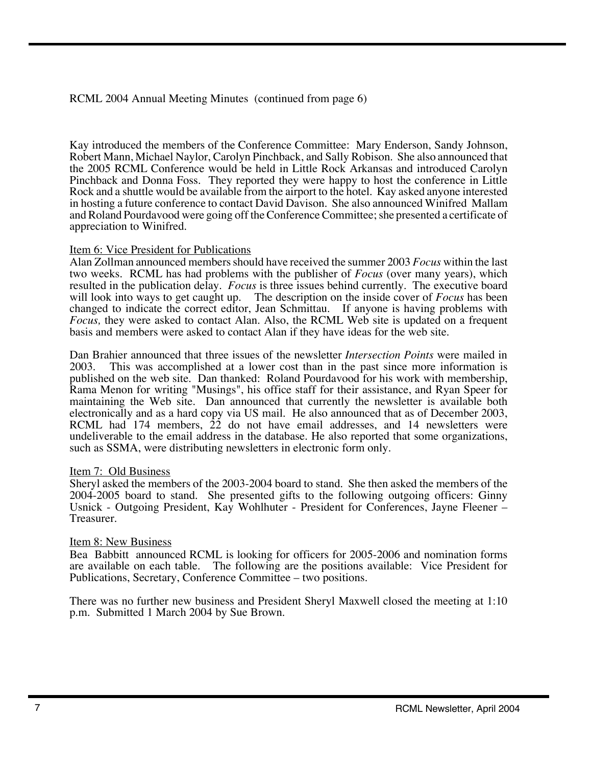RCML 2004 Annual Meeting Minutes (continued from page 6)

Kay introduced the members of the Conference Committee: Mary Enderson, Sandy Johnson, Robert Mann, Michael Naylor, Carolyn Pinchback, and Sally Robison. She also announced that the 2005 RCML Conference would be held in Little Rock Arkansas and introduced Carolyn Pinchback and Donna Foss. They reported they were happy to host the conference in Little Rock and a shuttle would be available from the airport to the hotel. Kay asked anyone interested in hosting a future conference to contact David Davison. She also announced Winifred Mallam and Roland Pourdavood were going off the Conference Committee; she presented a certificate of appreciation to Winifred.

Item 6: Vice President for Publications

Alan Zollman announced members should have received the summer 2003 *Focus* within the last two weeks. RCML has had problems with the publisher of *Focus* (over many years), which resulted in the publication delay. *Focus* is three issues behind currently. The executive board will look into ways to get caught up. The description on the inside cover of *Focus* has been changed to indicate the correct editor, Jean Schmittau. If anyone is having problems with *Focus,* they were asked to contact Alan. Also, the RCML Web site is updated on a frequent basis and members were asked to contact Alan if they have ideas for the web site.

Dan Brahier announced that three issues of the newsletter *Intersection Points* were mailed in 2003. This was accomplished at a lower cost than in the past since more information is published on the web site. Dan thanked: Roland Pourdavood for his work with membership, Rama Menon for writing "Musings", his office staff for their assistance, and Ryan Speer for maintaining the Web site. Dan announced that currently the newsletter is available both electronically and as a hard copy via US mail. He also announced that as of December 2003, RCML had 174 members, 22 do not have email addresses, and 14 newsletters were undeliverable to the email address in the database. He also reported that some organizations, such as SSMA, were distributing newsletters in electronic form only.

Item 7: Old Business

Sheryl asked the members of the 2003-2004 board to stand. She then asked the members of the 2004-2005 board to stand. She presented gifts to the following outgoing officers: Ginny Usnick - Outgoing President, Kay Wohlhuter - President for Conferences, Jayne Fleener – Treasurer.

Item 8: New Business

Bea Babbitt announced RCML is looking for officers for 2005-2006 and nomination forms are available on each table. The following are the positions available: Vice President for Publications, Secretary, Conference Committee – two positions.

There was no further new business and President Sheryl Maxwell closed the meeting at 1:10 p.m. Submitted 1 March 2004 by Sue Brown.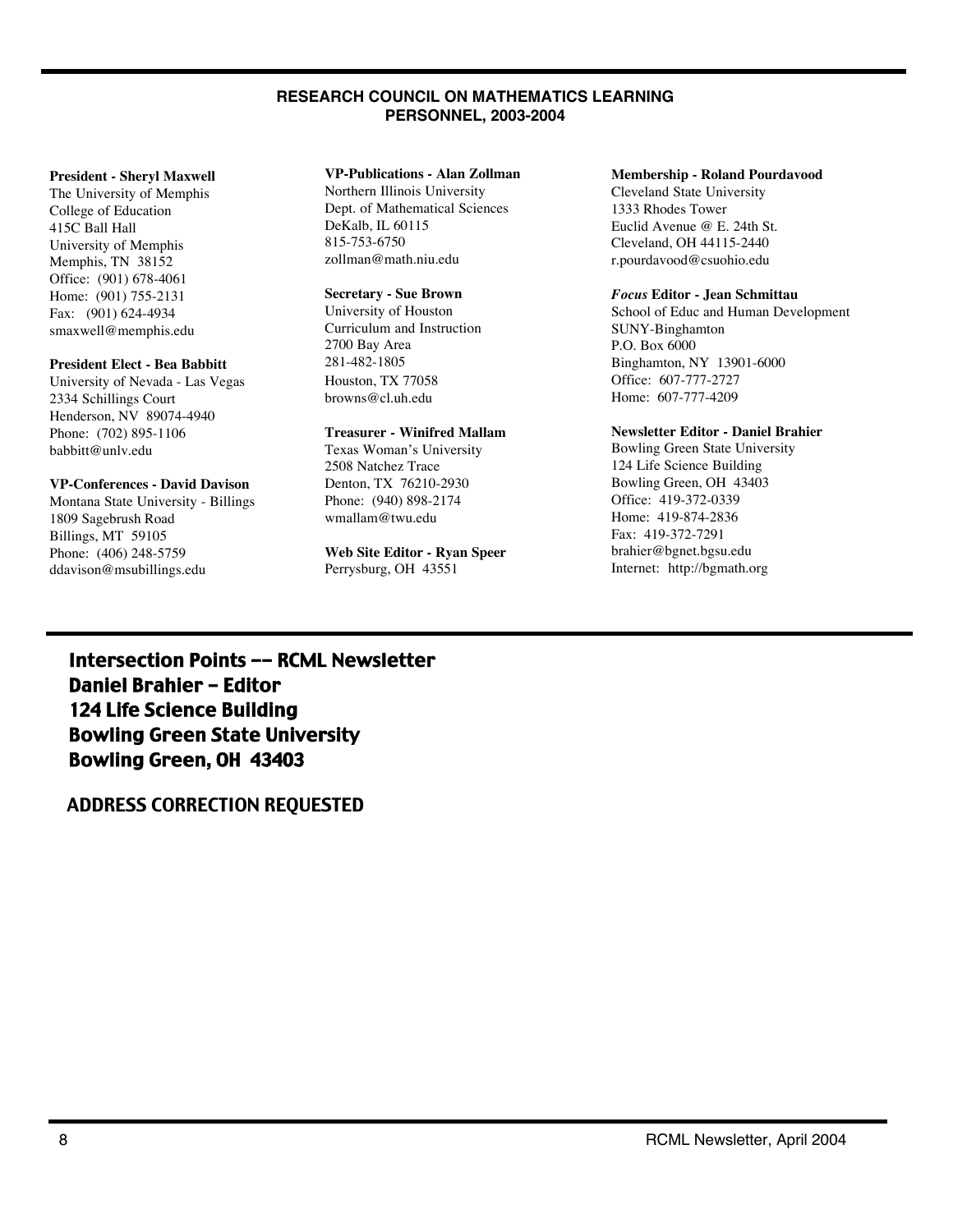## RESEARCH COUNCIL ON MATHEMATICS LEARNING
## PERSONNEL, 2003-2004

**President - Sheryl Maxwell**
The University of Memphis
College of Education
415C Ball Hall
University of Memphis
Memphis, TN 38152
Office: (901) 678-4061
Home: (901) 755-2131
Fax: (901) 624-4934
smaxwell@memphis.edu

**President Elect - Bea Babbitt**
University of Nevada - Las Vegas
2334 Schillings Court
Henderson, NV 89074-4940
Phone: (702) 895-1106
babbitt@unlv.edu

**VP-Conferences - David Davison**
Montana State University - Billings
1809 Sagebrush Road
Billings, MT 59105
Phone: (406) 248-5759
ddavison@msubillings.edu

**VP-Publications - Alan Zollman**
Northern Illinois University
Dept. of Mathematical Sciences
DeKalb, IL 60115
815-753-6750
zollman@math.niu.edu

**Secretary - Sue Brown**
University of Houston
Curriculum and Instruction
2700 Bay Area
281-482-1805
Houston, TX 77058
browns@cl.uh.edu

**Treasurer - Winifred Mallam**
Texas Woman's University
2508 Natchez Trace
Denton, TX 76210-2930
Phone: (940) 898-2174
wmallam@twu.edu

**Web Site Editor - Ryan Speer**
Perrysburg, OH 43551

**Membership - Roland Pourdavood**
Cleveland State University
1333 Rhodes Tower
Euclid Avenue @ E. 24th St.
Cleveland, OH 44115-2440
r.pourdavood@csuohio.edu

***Focus* Editor - Jean Schmittau**
School of Educ and Human Development
SUNY-Binghamton
P.O. Box 6000
Binghamton, NY 13901-6000
Office: 607-777-2727
Home: 607-777-4209

**Newsletter Editor - Daniel Brahier**
Bowling Green State University
124 Life Science Building
Bowling Green, OH 43403
Office: 419-372-0339
Home: 419-874-2836
Fax: 419-372-7291
brahier@bgnet.bgsu.edu
Internet: http://bgmath.org

---

**Intersection Points –– RCML Newsletter**
**Daniel Brahier – Editor**
**124 Life Science Building**
**Bowling Green State University**
**Bowling Green, OH 43403**

ADDRESS CORRECTION REQUESTED